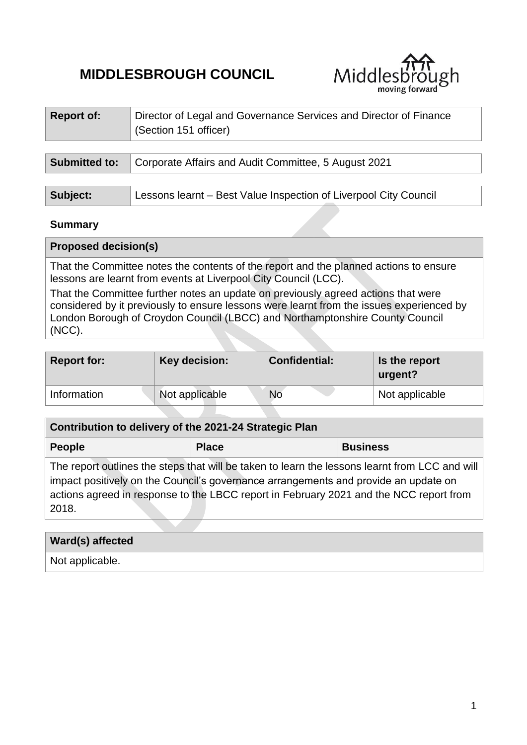# MIDDLESBROUGH COUNCIL

| | |
|---|---|
| **Report of:** | Director of Legal and Governance Services and Director of Finance (Section 151 officer) |

| | |
|---|---|
| **Submitted to:** | Corporate Affairs and Audit Committee, 5 August 2021 |

| | |
|---|---|
| **Subject:** | Lessons learnt – Best Value Inspection of Liverpool City Council |

**Summary**

| **Proposed decision(s)** |
|---|
| That the Committee notes the contents of the report and the planned actions to ensure lessons are learnt from events at Liverpool City Council (LCC).<br>That the Committee further notes an update on previously agreed actions that were considered by it previously to ensure lessons were learnt from the issues experienced by London Borough of Croydon Council (LBCC) and Northamptonshire County Council (NCC). |

| Report for: | Key decision: | Confidential: | Is the report urgent? |
|---|---|---|---|
| Information | Not applicable | No | Not applicable |

| **Contribution to delivery of the 2021-24 Strategic Plan** | | |
|---|---|---|
| **People** | **Place** | **Business** |
| The report outlines the steps that will be taken to learn the lessons learnt from LCC and will impact positively on the Council's governance arrangements and provide an update on actions agreed in response to the LBCC report in February 2021 and the NCC report from 2018. | | |

| **Ward(s) affected** |
|---|
| Not applicable. |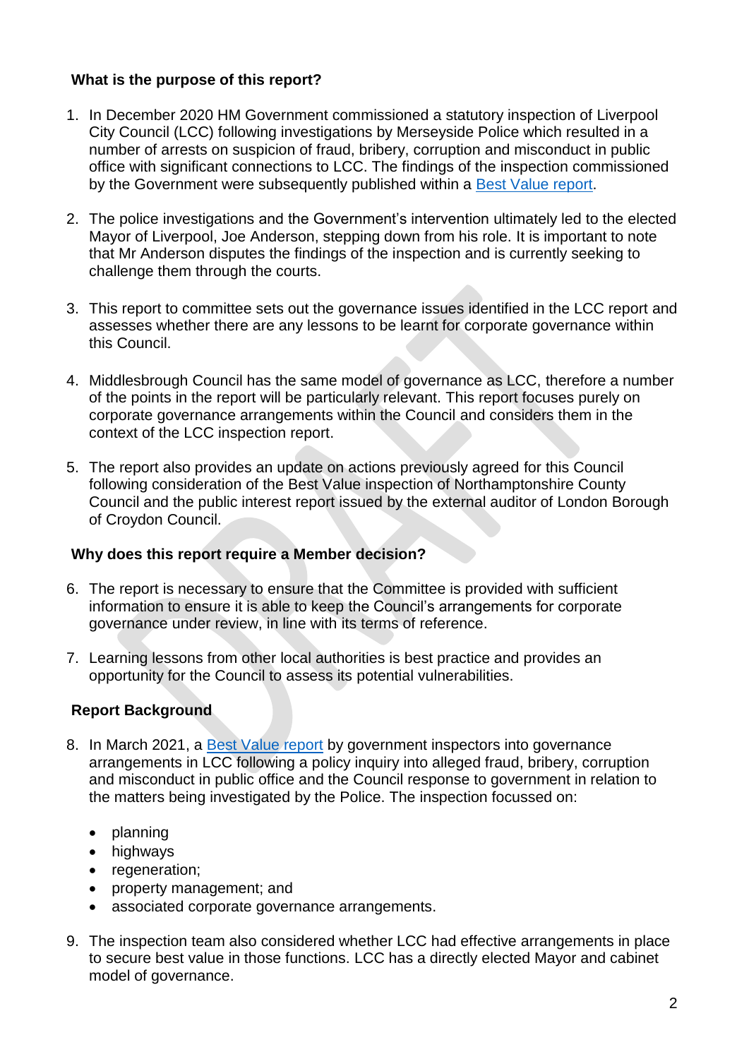## What is the purpose of this report?

1. In December 2020 HM Government commissioned a statutory inspection of Liverpool City Council (LCC) following investigations by Merseyside Police which resulted in a number of arrests on suspicion of fraud, bribery, corruption and misconduct in public office with significant connections to LCC. The findings of the inspection commissioned by the Government were subsequently published within a [Best Value report](#).

2. The police investigations and the Government's intervention ultimately led to the elected Mayor of Liverpool, Joe Anderson, stepping down from his role. It is important to note that Mr Anderson disputes the findings of the inspection and is currently seeking to challenge them through the courts.

3. This report to committee sets out the governance issues identified in the LCC report and assesses whether there are any lessons to be learnt for corporate governance within this Council.

4. Middlesbrough Council has the same model of governance as LCC, therefore a number of the points in the report will be particularly relevant. This report focuses purely on corporate governance arrangements within the Council and considers them in the context of the LCC inspection report.

5. The report also provides an update on actions previously agreed for this Council following consideration of the Best Value inspection of Northamptonshire County Council and the public interest report issued by the external auditor of London Borough of Croydon Council.

## Why does this report require a Member decision?

6. The report is necessary to ensure that the Committee is provided with sufficient information to ensure it is able to keep the Council's arrangements for corporate governance under review, in line with its terms of reference.

7. Learning lessons from other local authorities is best practice and provides an opportunity for the Council to assess its potential vulnerabilities.

## Report Background

8. In March 2021, a [Best Value report](#) by government inspectors into governance arrangements in LCC following a policy inquiry into alleged fraud, bribery, corruption and misconduct in public office and the Council response to government in relation to the matters being investigated by the Police. The inspection focussed on:

   - planning
   - highways
   - regeneration;
   - property management; and
   - associated corporate governance arrangements.

9. The inspection team also considered whether LCC had effective arrangements in place to secure best value in those functions. LCC has a directly elected Mayor and cabinet model of governance.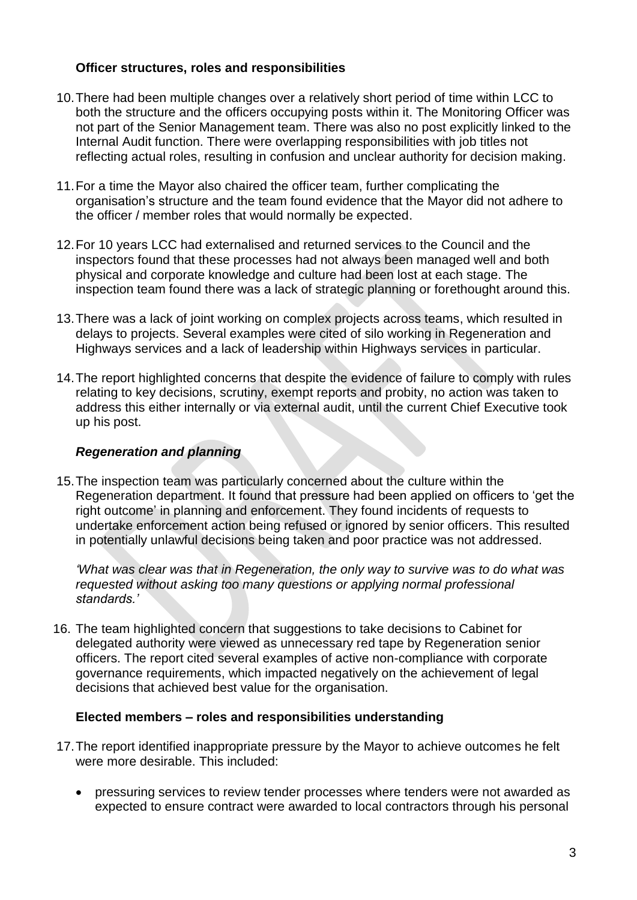**Officer structures, roles and responsibilities**

10. There had been multiple changes over a relatively short period of time within LCC to both the structure and the officers occupying posts within it. The Monitoring Officer was not part of the Senior Management team. There was also no post explicitly linked to the Internal Audit function. There were overlapping responsibilities with job titles not reflecting actual roles, resulting in confusion and unclear authority for decision making.

11. For a time the Mayor also chaired the officer team, further complicating the organisation's structure and the team found evidence that the Mayor did not adhere to the officer / member roles that would normally be expected.

12. For 10 years LCC had externalised and returned services to the Council and the inspectors found that these processes had not always been managed well and both physical and corporate knowledge and culture had been lost at each stage. The inspection team found there was a lack of strategic planning or forethought around this.

13. There was a lack of joint working on complex projects across teams, which resulted in delays to projects. Several examples were cited of silo working in Regeneration and Highways services and a lack of leadership within Highways services in particular.

14. The report highlighted concerns that despite the evidence of failure to comply with rules relating to key decisions, scrutiny, exempt reports and probity, no action was taken to address this either internally or via external audit, until the current Chief Executive took up his post.

***Regeneration and planning***

15. The inspection team was particularly concerned about the culture within the Regeneration department. It found that pressure had been applied on officers to 'get the right outcome' in planning and enforcement. They found incidents of requests to undertake enforcement action being refused or ignored by senior officers. This resulted in potentially unlawful decisions being taken and poor practice was not addressed.

    *'What was clear was that in Regeneration, the only way to survive was to do what was requested without asking too many questions or applying normal professional standards.'*

16. The team highlighted concern that suggestions to take decisions to Cabinet for delegated authority were viewed as unnecessary red tape by Regeneration senior officers. The report cited several examples of active non-compliance with corporate governance requirements, which impacted negatively on the achievement of legal decisions that achieved best value for the organisation.

**Elected members – roles and responsibilities understanding**

17. The report identified inappropriate pressure by the Mayor to achieve outcomes he felt were more desirable. This included:

    - pressuring services to review tender processes where tenders were not awarded as expected to ensure contract were awarded to local contractors through his personal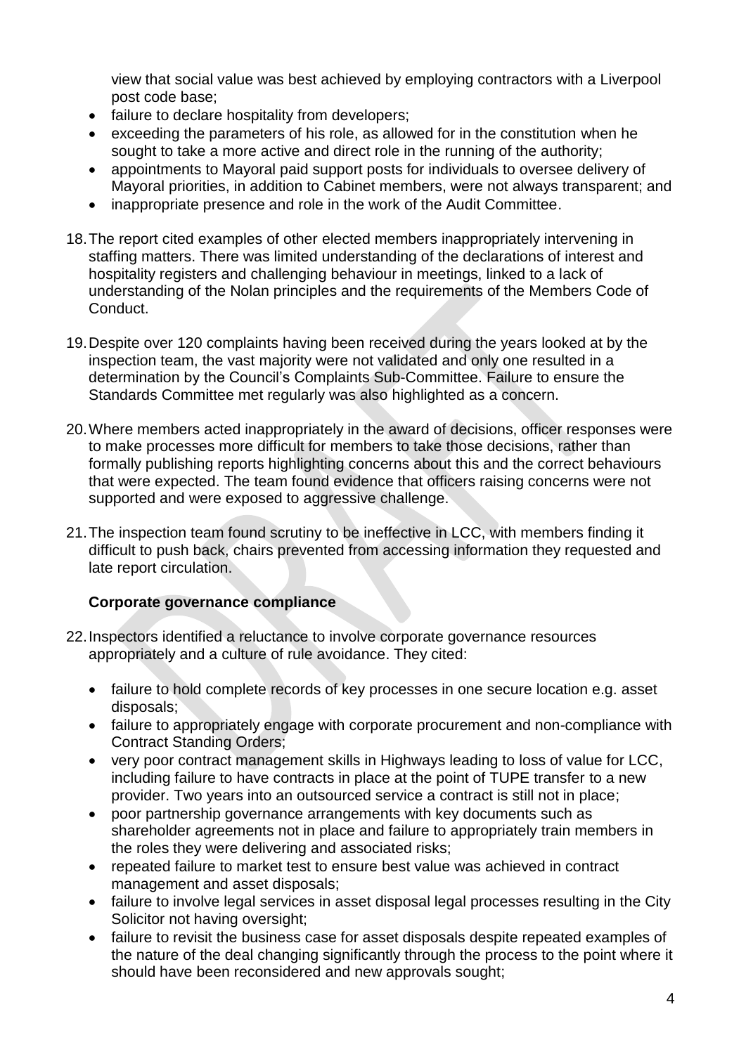view that social value was best achieved by employing contractors with a Liverpool post code base;

- failure to declare hospitality from developers;
- exceeding the parameters of his role, as allowed for in the constitution when he sought to take a more active and direct role in the running of the authority;
- appointments to Mayoral paid support posts for individuals to oversee delivery of Mayoral priorities, in addition to Cabinet members, were not always transparent; and
- inappropriate presence and role in the work of the Audit Committee.

18. The report cited examples of other elected members inappropriately intervening in staffing matters. There was limited understanding of the declarations of interest and hospitality registers and challenging behaviour in meetings, linked to a lack of understanding of the Nolan principles and the requirements of the Members Code of Conduct.

19. Despite over 120 complaints having been received during the years looked at by the inspection team, the vast majority were not validated and only one resulted in a determination by the Council's Complaints Sub-Committee. Failure to ensure the Standards Committee met regularly was also highlighted as a concern.

20. Where members acted inappropriately in the award of decisions, officer responses were to make processes more difficult for members to take those decisions, rather than formally publishing reports highlighting concerns about this and the correct behaviours that were expected. The team found evidence that officers raising concerns were not supported and were exposed to aggressive challenge.

21. The inspection team found scrutiny to be ineffective in LCC, with members finding it difficult to push back, chairs prevented from accessing information they requested and late report circulation.

**Corporate governance compliance**

22. Inspectors identified a reluctance to involve corporate governance resources appropriately and a culture of rule avoidance. They cited:

- failure to hold complete records of key processes in one secure location e.g. asset disposals;
- failure to appropriately engage with corporate procurement and non-compliance with Contract Standing Orders;
- very poor contract management skills in Highways leading to loss of value for LCC, including failure to have contracts in place at the point of TUPE transfer to a new provider. Two years into an outsourced service a contract is still not in place;
- poor partnership governance arrangements with key documents such as shareholder agreements not in place and failure to appropriately train members in the roles they were delivering and associated risks;
- repeated failure to market test to ensure best value was achieved in contract management and asset disposals;
- failure to involve legal services in asset disposal legal processes resulting in the City Solicitor not having oversight;
- failure to revisit the business case for asset disposals despite repeated examples of the nature of the deal changing significantly through the process to the point where it should have been reconsidered and new approvals sought;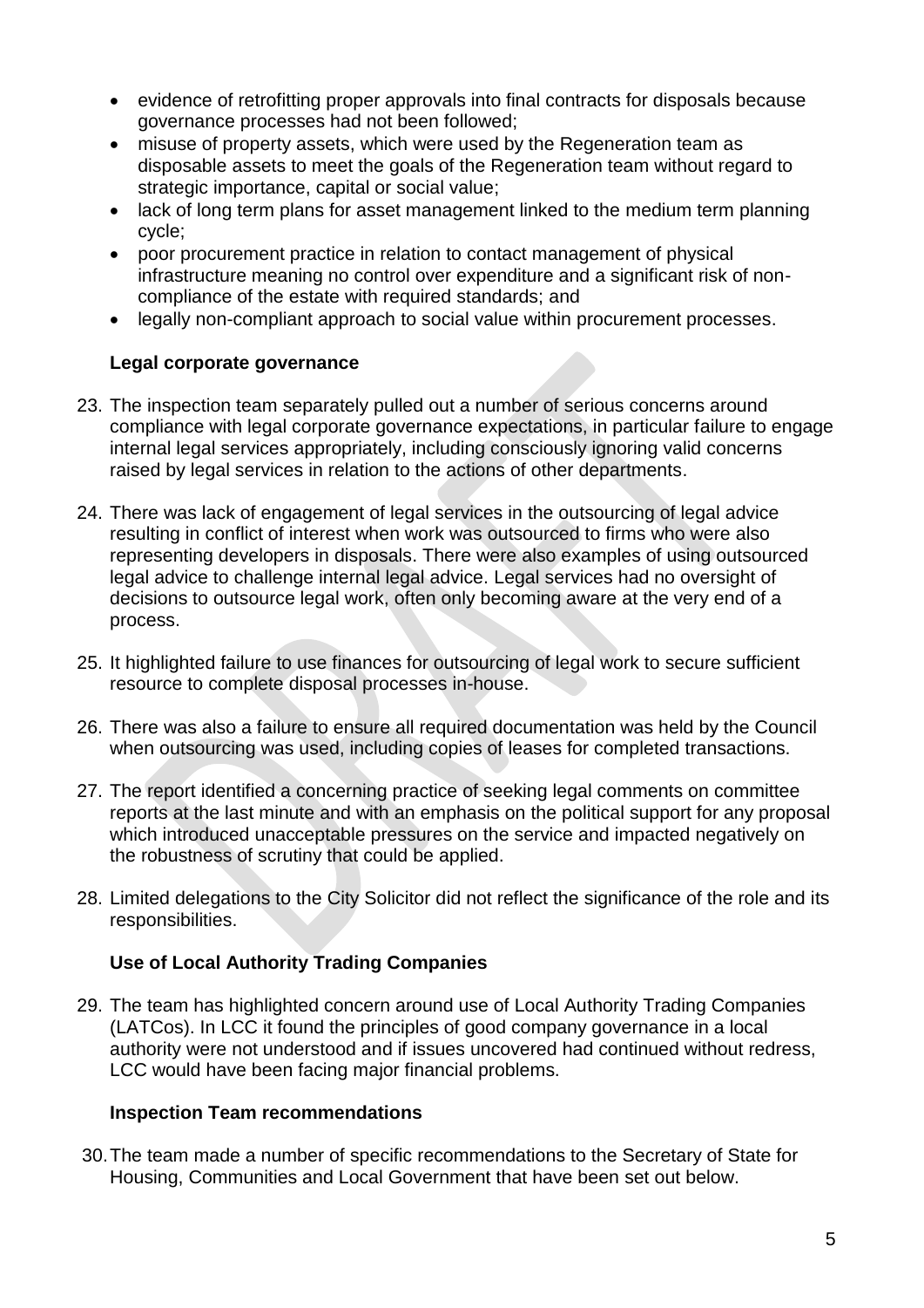- evidence of retrofitting proper approvals into final contracts for disposals because governance processes had not been followed;
- misuse of property assets, which were used by the Regeneration team as disposable assets to meet the goals of the Regeneration team without regard to strategic importance, capital or social value;
- lack of long term plans for asset management linked to the medium term planning cycle;
- poor procurement practice in relation to contact management of physical infrastructure meaning no control over expenditure and a significant risk of non-compliance of the estate with required standards; and
- legally non-compliant approach to social value within procurement processes.

**Legal corporate governance**

23. The inspection team separately pulled out a number of serious concerns around compliance with legal corporate governance expectations, in particular failure to engage internal legal services appropriately, including consciously ignoring valid concerns raised by legal services in relation to the actions of other departments.

24. There was lack of engagement of legal services in the outsourcing of legal advice resulting in conflict of interest when work was outsourced to firms who were also representing developers in disposals. There were also examples of using outsourced legal advice to challenge internal legal advice. Legal services had no oversight of decisions to outsource legal work, often only becoming aware at the very end of a process.

25. It highlighted failure to use finances for outsourcing of legal work to secure sufficient resource to complete disposal processes in-house.

26. There was also a failure to ensure all required documentation was held by the Council when outsourcing was used, including copies of leases for completed transactions.

27. The report identified a concerning practice of seeking legal comments on committee reports at the last minute and with an emphasis on the political support for any proposal which introduced unacceptable pressures on the service and impacted negatively on the robustness of scrutiny that could be applied.

28. Limited delegations to the City Solicitor did not reflect the significance of the role and its responsibilities.

**Use of Local Authority Trading Companies**

29. The team has highlighted concern around use of Local Authority Trading Companies (LATCos). In LCC it found the principles of good company governance in a local authority were not understood and if issues uncovered had continued without redress, LCC would have been facing major financial problems.

**Inspection Team recommendations**

30. The team made a number of specific recommendations to the Secretary of State for Housing, Communities and Local Government that have been set out below.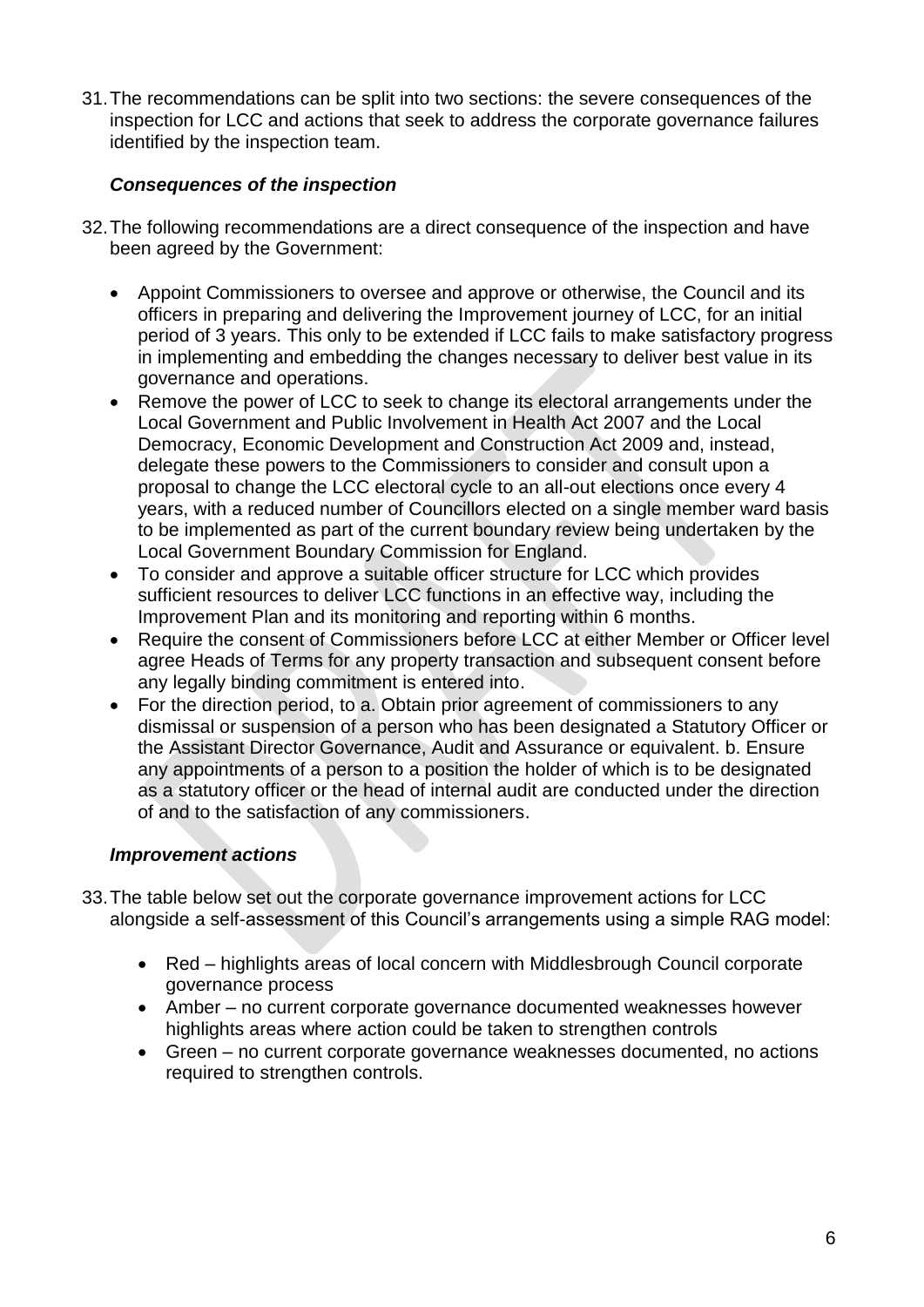31. The recommendations can be split into two sections: the severe consequences of the inspection for LCC and actions that seek to address the corporate governance failures identified by the inspection team.

### *Consequences of the inspection*

32. The following recommendations are a direct consequence of the inspection and have been agreed by the Government:

   - Appoint Commissioners to oversee and approve or otherwise, the Council and its officers in preparing and delivering the Improvement journey of LCC, for an initial period of 3 years. This only to be extended if LCC fails to make satisfactory progress in implementing and embedding the changes necessary to deliver best value in its governance and operations.
   - Remove the power of LCC to seek to change its electoral arrangements under the Local Government and Public Involvement in Health Act 2007 and the Local Democracy, Economic Development and Construction Act 2009 and, instead, delegate these powers to the Commissioners to consider and consult upon a proposal to change the LCC electoral cycle to an all-out elections once every 4 years, with a reduced number of Councillors elected on a single member ward basis to be implemented as part of the current boundary review being undertaken by the Local Government Boundary Commission for England.
   - To consider and approve a suitable officer structure for LCC which provides sufficient resources to deliver LCC functions in an effective way, including the Improvement Plan and its monitoring and reporting within 6 months.
   - Require the consent of Commissioners before LCC at either Member or Officer level agree Heads of Terms for any property transaction and subsequent consent before any legally binding commitment is entered into.
   - For the direction period, to a. Obtain prior agreement of commissioners to any dismissal or suspension of a person who has been designated a Statutory Officer or the Assistant Director Governance, Audit and Assurance or equivalent. b. Ensure any appointments of a person to a position the holder of which is to be designated as a statutory officer or the head of internal audit are conducted under the direction of and to the satisfaction of any commissioners.

### *Improvement actions*

33. The table below set out the corporate governance improvement actions for LCC alongside a self-assessment of this Council's arrangements using a simple RAG model:

   - Red – highlights areas of local concern with Middlesbrough Council corporate governance process
   - Amber – no current corporate governance documented weaknesses however highlights areas where action could be taken to strengthen controls
   - Green – no current corporate governance weaknesses documented, no actions required to strengthen controls.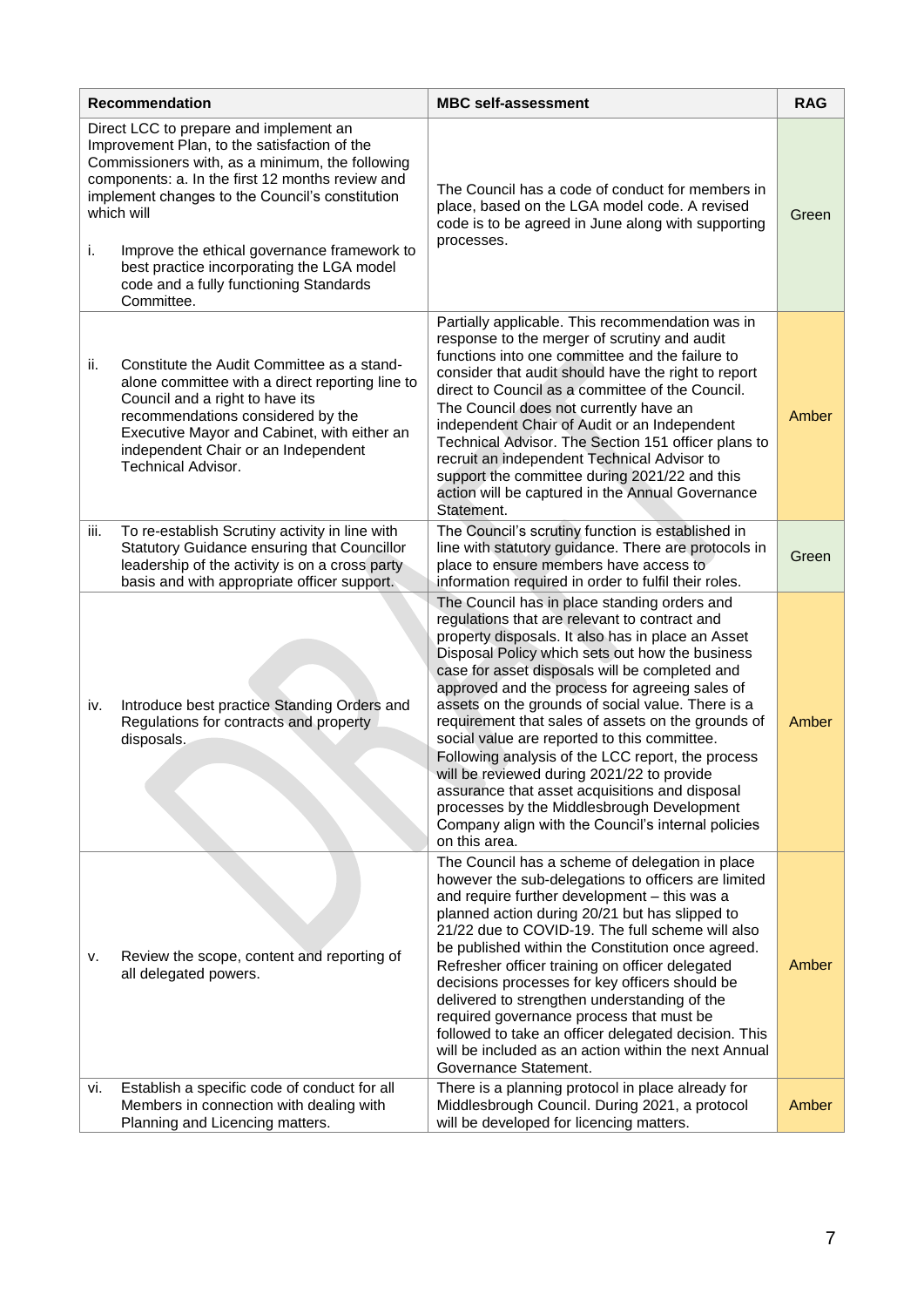| Recommendation | MBC self-assessment | RAG |
|---|---|---|
| Direct LCC to prepare and implement an Improvement Plan, to the satisfaction of the Commissioners with, as a minimum, the following components: a. In the first 12 months review and implement changes to the Council's constitution which will<br><br>i. Improve the ethical governance framework to best practice incorporating the LGA model code and a fully functioning Standards Committee. | The Council has a code of conduct for members in place, based on the LGA model code. A revised code is to be agreed in June along with supporting processes. | Green |
| ii. Constitute the Audit Committee as a stand-alone committee with a direct reporting line to Council and a right to have its recommendations considered by the Executive Mayor and Cabinet, with either an independent Chair or an Independent Technical Advisor. | Partially applicable. This recommendation was in response to the merger of scrutiny and audit functions into one committee and the failure to consider that audit should have the right to report direct to Council as a committee of the Council. The Council does not currently have an independent Chair of Audit or an Independent Technical Advisor. The Section 151 officer plans to recruit an independent Technical Advisor to support the committee during 2021/22 and this action will be captured in the Annual Governance Statement. | Amber |
| iii. To re-establish Scrutiny activity in line with Statutory Guidance ensuring that Councillor leadership of the activity is on a cross party basis and with appropriate officer support. | The Council's scrutiny function is established in line with statutory guidance. There are protocols in place to ensure members have access to information required in order to fulfil their roles. | Green |
| iv. Introduce best practice Standing Orders and Regulations for contracts and property disposals. | The Council has in place standing orders and regulations that are relevant to contract and property disposals. It also has in place an Asset Disposal Policy which sets out how the business case for asset disposals will be completed and approved and the process for agreeing sales of assets on the grounds of social value. There is a requirement that sales of assets on the grounds of social value are reported to this committee. Following analysis of the LCC report, the process will be reviewed during 2021/22 to provide assurance that asset acquisitions and disposal processes by the Middlesbrough Development Company align with the Council's internal policies on this area. | Amber |
| v. Review the scope, content and reporting of all delegated powers. | The Council has a scheme of delegation in place however the sub-delegations to officers are limited and require further development – this was a planned action during 20/21 but has slipped to 21/22 due to COVID-19. The full scheme will also be published within the Constitution once agreed. Refresher officer training on officer delegated decisions processes for key officers should be delivered to strengthen understanding of the required governance process that must be followed to take an officer delegated decision. This will be included as an action within the next Annual Governance Statement. | Amber |
| vi. Establish a specific code of conduct for all Members in connection with dealing with Planning and Licencing matters. | There is a planning protocol in place already for Middlesbrough Council. During 2021, a protocol will be developed for licencing matters. | Amber |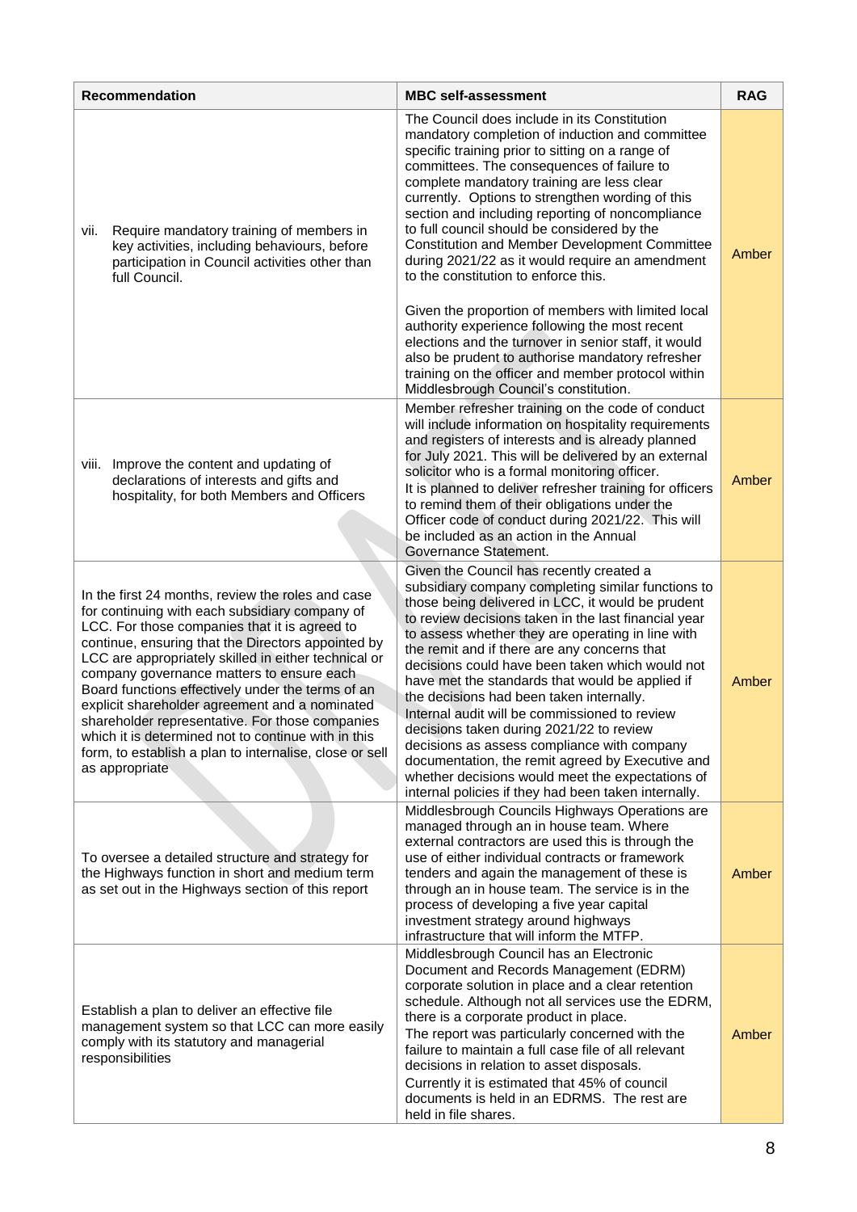| Recommendation | MBC self-assessment | RAG |
|---|---|---|
| vii. Require mandatory training of members in key activities, including behaviours, before participation in Council activities other than full Council. | The Council does include in its Constitution mandatory completion of induction and committee specific training prior to sitting on a range of committees. The consequences of failure to complete mandatory training are less clear currently. Options to strengthen wording of this section and including reporting of noncompliance to full council should be considered by the Constitution and Member Development Committee during 2021/22 as it would require an amendment to the constitution to enforce this.<br><br>Given the proportion of members with limited local authority experience following the most recent elections and the turnover in senior staff, it would also be prudent to authorise mandatory refresher training on the officer and member protocol within Middlesbrough Council's constitution. | Amber |
| viii. Improve the content and updating of declarations of interests and gifts and hospitality, for both Members and Officers | Member refresher training on the code of conduct will include information on hospitality requirements and registers of interests and is already planned for July 2021. This will be delivered by an external solicitor who is a formal monitoring officer.<br>It is planned to deliver refresher training for officers to remind them of their obligations under the Officer code of conduct during 2021/22. This will be included as an action in the Annual Governance Statement. | Amber |
| In the first 24 months, review the roles and case for continuing with each subsidiary company of LCC. For those companies that it is agreed to continue, ensuring that the Directors appointed by LCC are appropriately skilled in either technical or company governance matters to ensure each Board functions effectively under the terms of an explicit shareholder agreement and a nominated shareholder representative. For those companies which it is determined not to continue with in this form, to establish a plan to internalise, close or sell as appropriate | Given the Council has recently created a subsidiary company completing similar functions to those being delivered in LCC, it would be prudent to review decisions taken in the last financial year to assess whether they are operating in line with the remit and if there are any concerns that decisions could have been taken which would not have met the standards that would be applied if the decisions had been taken internally.<br>Internal audit will be commissioned to review decisions taken during 2021/22 to review decisions as assess compliance with company documentation, the remit agreed by Executive and whether decisions would meet the expectations of internal policies if they had been taken internally. | Amber |
| To oversee a detailed structure and strategy for the Highways function in short and medium term as set out in the Highways section of this report | Middlesbrough Councils Highways Operations are managed through an in house team. Where external contractors are used this is through the use of either individual contracts or framework tenders and again the management of these is through an in house team. The service is in the process of developing a five year capital investment strategy around highways infrastructure that will inform the MTFP. | Amber |
| Establish a plan to deliver an effective file management system so that LCC can more easily comply with its statutory and managerial responsibilities | Middlesbrough Council has an Electronic Document and Records Management (EDRM) corporate solution in place and a clear retention schedule. Although not all services use the EDRM, there is a corporate product in place.<br>The report was particularly concerned with the failure to maintain a full case file of all relevant decisions in relation to asset disposals.<br>Currently it is estimated that 45% of council documents is held in an EDRMS. The rest are held in file shares. | Amber |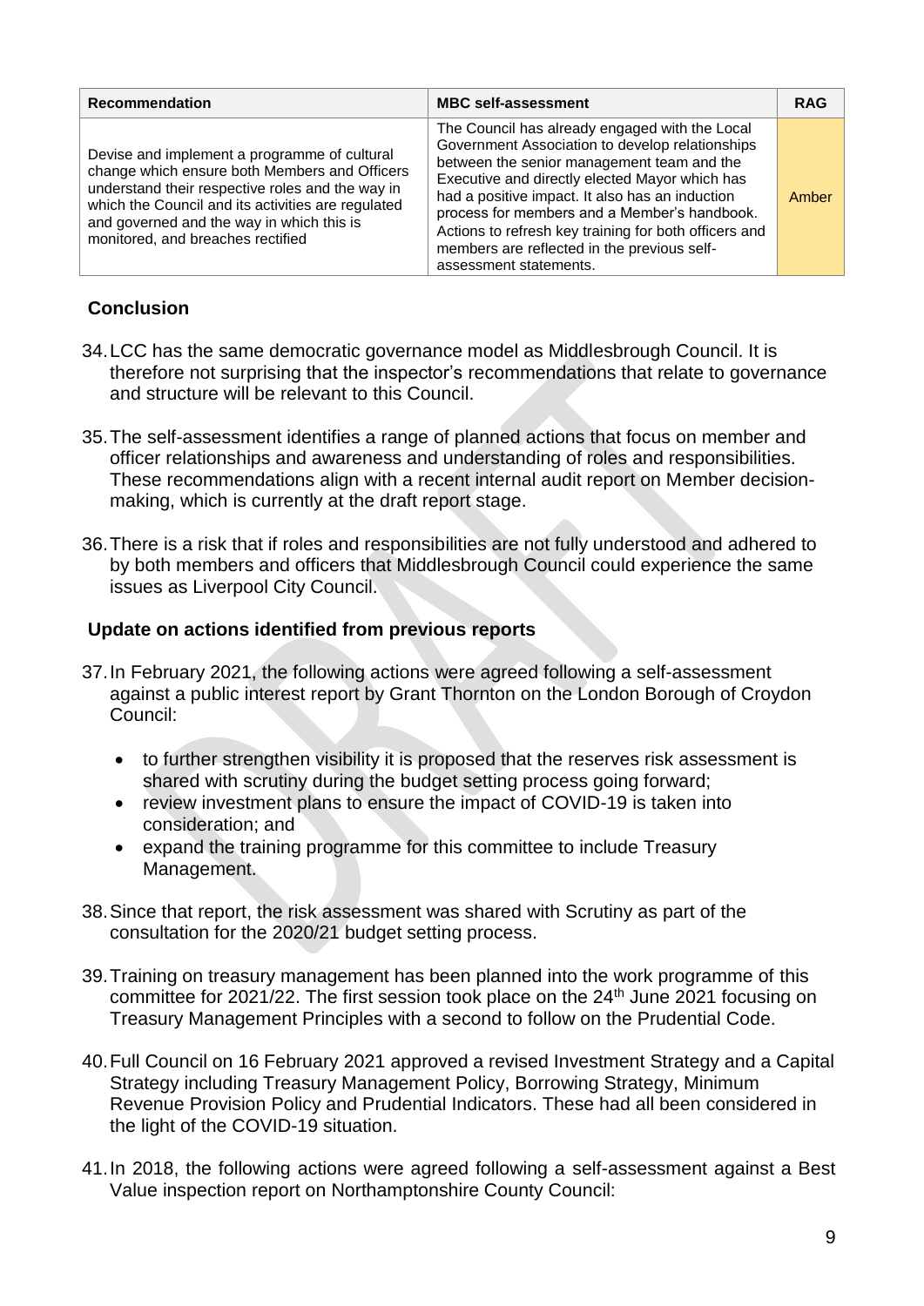| Recommendation | MBC self-assessment | RAG |
|---|---|---|
| Devise and implement a programme of cultural change which ensure both Members and Officers understand their respective roles and the way in which the Council and its activities are regulated and governed and the way in which this is monitored, and breaches rectified | The Council has already engaged with the Local Government Association to develop relationships between the senior management team and the Executive and directly elected Mayor which has had a positive impact. It also has an induction process for members and a Member's handbook. Actions to refresh key training for both officers and members are reflected in the previous self-assessment statements. | Amber |

## Conclusion

34. LCC has the same democratic governance model as Middlesbrough Council. It is therefore not surprising that the inspector's recommendations that relate to governance and structure will be relevant to this Council.

35. The self-assessment identifies a range of planned actions that focus on member and officer relationships and awareness and understanding of roles and responsibilities. These recommendations align with a recent internal audit report on Member decision-making, which is currently at the draft report stage.

36. There is a risk that if roles and responsibilities are not fully understood and adhered to by both members and officers that Middlesbrough Council could experience the same issues as Liverpool City Council.

## Update on actions identified from previous reports

37. In February 2021, the following actions were agreed following a self-assessment against a public interest report by Grant Thornton on the London Borough of Croydon Council:

- to further strengthen visibility it is proposed that the reserves risk assessment is shared with scrutiny during the budget setting process going forward;
- review investment plans to ensure the impact of COVID-19 is taken into consideration; and
- expand the training programme for this committee to include Treasury Management.

38. Since that report, the risk assessment was shared with Scrutiny as part of the consultation for the 2020/21 budget setting process.

39. Training on treasury management has been planned into the work programme of this committee for 2021/22. The first session took place on the 24th June 2021 focusing on Treasury Management Principles with a second to follow on the Prudential Code.

40. Full Council on 16 February 2021 approved a revised Investment Strategy and a Capital Strategy including Treasury Management Policy, Borrowing Strategy, Minimum Revenue Provision Policy and Prudential Indicators. These had all been considered in the light of the COVID-19 situation.

41. In 2018, the following actions were agreed following a self-assessment against a Best Value inspection report on Northamptonshire County Council: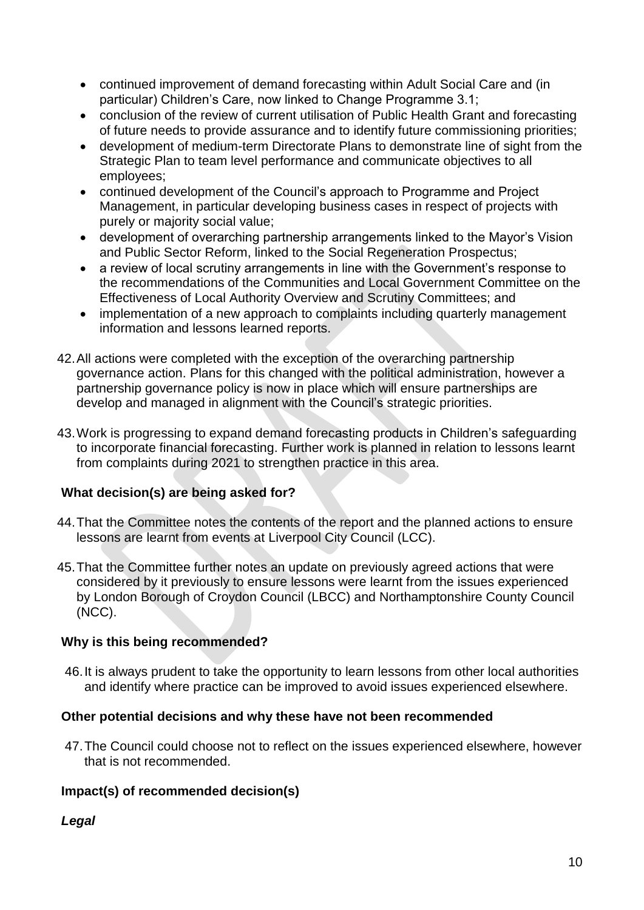- continued improvement of demand forecasting within Adult Social Care and (in particular) Children's Care, now linked to Change Programme 3.1;
- conclusion of the review of current utilisation of Public Health Grant and forecasting of future needs to provide assurance and to identify future commissioning priorities;
- development of medium-term Directorate Plans to demonstrate line of sight from the Strategic Plan to team level performance and communicate objectives to all employees;
- continued development of the Council's approach to Programme and Project Management, in particular developing business cases in respect of projects with purely or majority social value;
- development of overarching partnership arrangements linked to the Mayor's Vision and Public Sector Reform, linked to the Social Regeneration Prospectus;
- a review of local scrutiny arrangements in line with the Government's response to the recommendations of the Communities and Local Government Committee on the Effectiveness of Local Authority Overview and Scrutiny Committees; and
- implementation of a new approach to complaints including quarterly management information and lessons learned reports.

42. All actions were completed with the exception of the overarching partnership governance action. Plans for this changed with the political administration, however a partnership governance policy is now in place which will ensure partnerships are develop and managed in alignment with the Council's strategic priorities.

43. Work is progressing to expand demand forecasting products in Children's safeguarding to incorporate financial forecasting. Further work is planned in relation to lessons learnt from complaints during 2021 to strengthen practice in this area.

## What decision(s) are being asked for?

44. That the Committee notes the contents of the report and the planned actions to ensure lessons are learnt from events at Liverpool City Council (LCC).

45. That the Committee further notes an update on previously agreed actions that were considered by it previously to ensure lessons were learnt from the issues experienced by London Borough of Croydon Council (LBCC) and Northamptonshire County Council (NCC).

## Why is this being recommended?

46. It is always prudent to take the opportunity to learn lessons from other local authorities and identify where practice can be improved to avoid issues experienced elsewhere.

## Other potential decisions and why these have not been recommended

47. The Council could choose not to reflect on the issues experienced elsewhere, however that is not recommended.

## Impact(s) of recommended decision(s)

***Legal***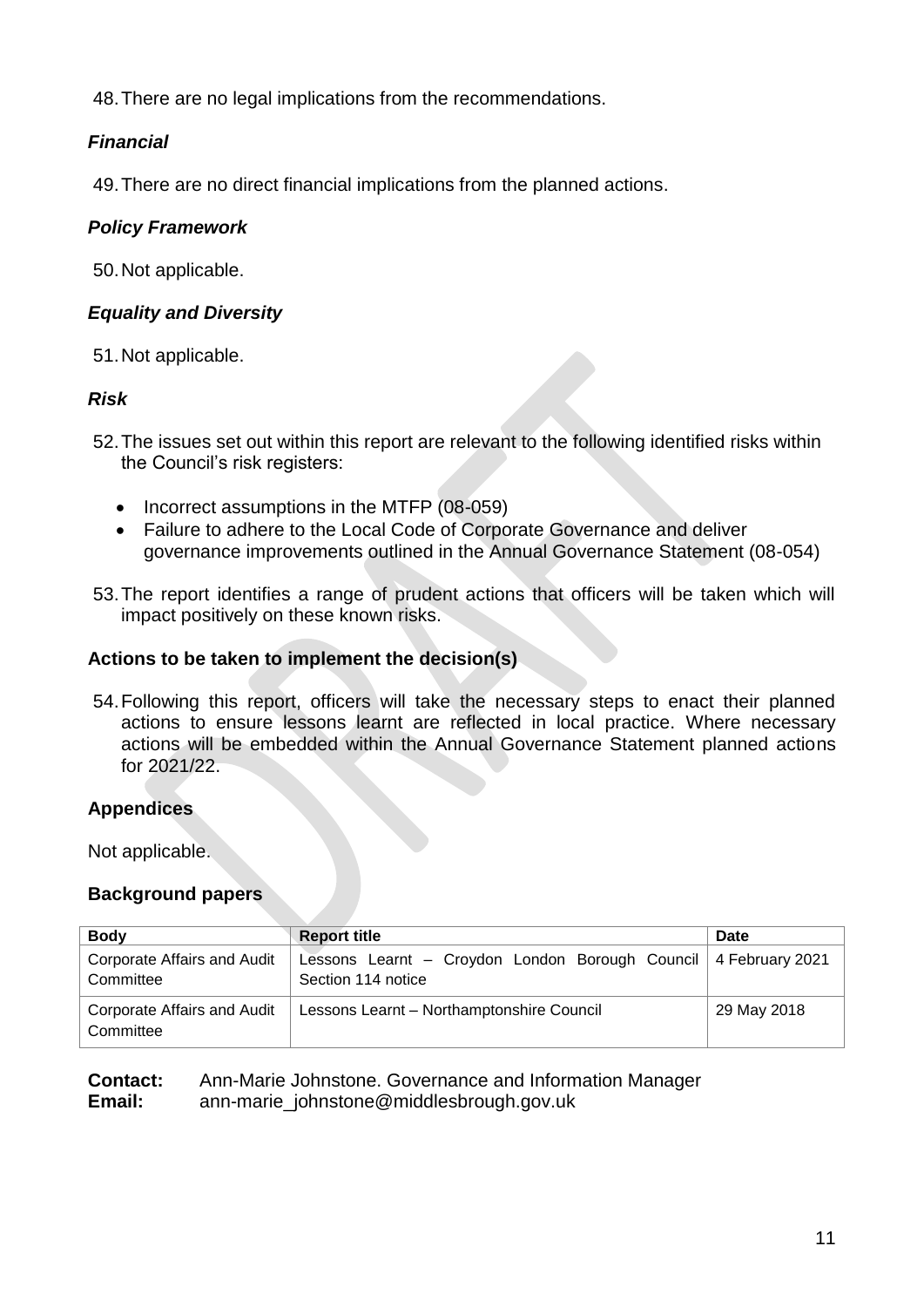48. There are no legal implications from the recommendations.

### *Financial*

49. There are no direct financial implications from the planned actions.

### *Policy Framework*

50. Not applicable.

### *Equality and Diversity*

51. Not applicable.

### *Risk*

52. The issues set out within this report are relevant to the following identified risks within the Council's risk registers:

- Incorrect assumptions in the MTFP (08-059)
- Failure to adhere to the Local Code of Corporate Governance and deliver governance improvements outlined in the Annual Governance Statement (08-054)

53. The report identifies a range of prudent actions that officers will be taken which will impact positively on these known risks.

### Actions to be taken to implement the decision(s)

54. Following this report, officers will take the necessary steps to enact their planned actions to ensure lessons learnt are reflected in local practice. Where necessary actions will be embedded within the Annual Governance Statement planned actions for 2021/22.

### Appendices

Not applicable.

### Background papers

| Body | Report title | Date |
|---|---|---|
| Corporate Affairs and Audit Committee | Lessons Learnt – Croydon London Borough Council Section 114 notice | 4 February 2021 |
| Corporate Affairs and Audit Committee | Lessons Learnt – Northamptonshire Council | 29 May 2018 |

**Contact:** Ann-Marie Johnstone. Governance and Information Manager
**Email:** ann-marie_johnstone@middlesbrough.gov.uk